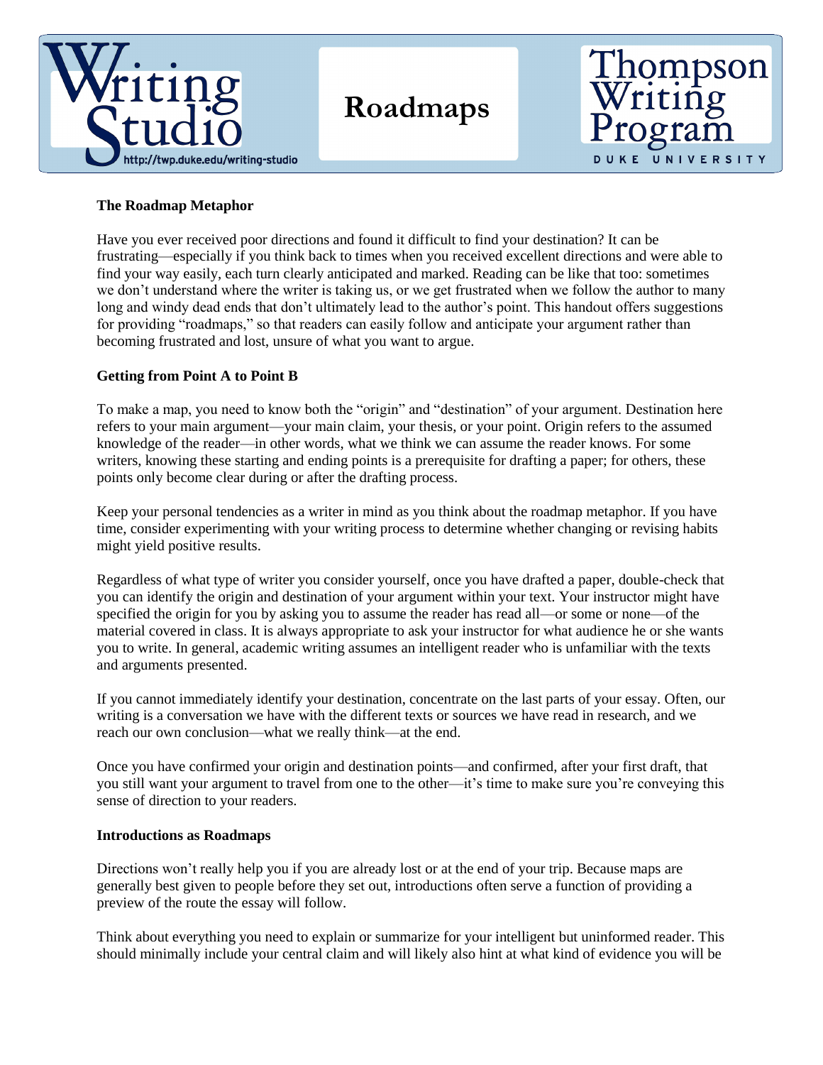# Roadmaps

Writing Studio — http://twp.duke.edu/writing-studio

Thompson Writing Program — Duke University

### The Roadmap Metaphor

Have you ever received poor directions and found it difficult to find your destination? It can be frustrating—especially if you think back to times when you received excellent directions and were able to find your way easily, each turn clearly anticipated and marked. Reading can be like that too: sometimes we don't understand where the writer is taking us, or we get frustrated when we follow the author to many long and windy dead ends that don't ultimately lead to the author's point. This handout offers suggestions for providing "roadmaps," so that readers can easily follow and anticipate your argument rather than becoming frustrated and lost, unsure of what you want to argue.

### Getting from Point A to Point B

To make a map, you need to know both the "origin" and "destination" of your argument. Destination here refers to your main argument—your main claim, your thesis, or your point. Origin refers to the assumed knowledge of the reader—in other words, what we think we can assume the reader knows. For some writers, knowing these starting and ending points is a prerequisite for drafting a paper; for others, these points only become clear during or after the drafting process.

Keep your personal tendencies as a writer in mind as you think about the roadmap metaphor. If you have time, consider experimenting with your writing process to determine whether changing or revising habits might yield positive results.

Regardless of what type of writer you consider yourself, once you have drafted a paper, double-check that you can identify the origin and destination of your argument within your text. Your instructor might have specified the origin for you by asking you to assume the reader has read all—or some or none—of the material covered in class. It is always appropriate to ask your instructor for what audience he or she wants you to write. In general, academic writing assumes an intelligent reader who is unfamiliar with the texts and arguments presented.

If you cannot immediately identify your destination, concentrate on the last parts of your essay. Often, our writing is a conversation we have with the different texts or sources we have read in research, and we reach our own conclusion—what we really think—at the end.

Once you have confirmed your origin and destination points—and confirmed, after your first draft, that you still want your argument to travel from one to the other—it's time to make sure you're conveying this sense of direction to your readers.

### Introductions as Roadmaps

Directions won't really help you if you are already lost or at the end of your trip. Because maps are generally best given to people before they set out, introductions often serve a function of providing a preview of the route the essay will follow.

Think about everything you need to explain or summarize for your intelligent but uninformed reader. This should minimally include your central claim and will likely also hint at what kind of evidence you will be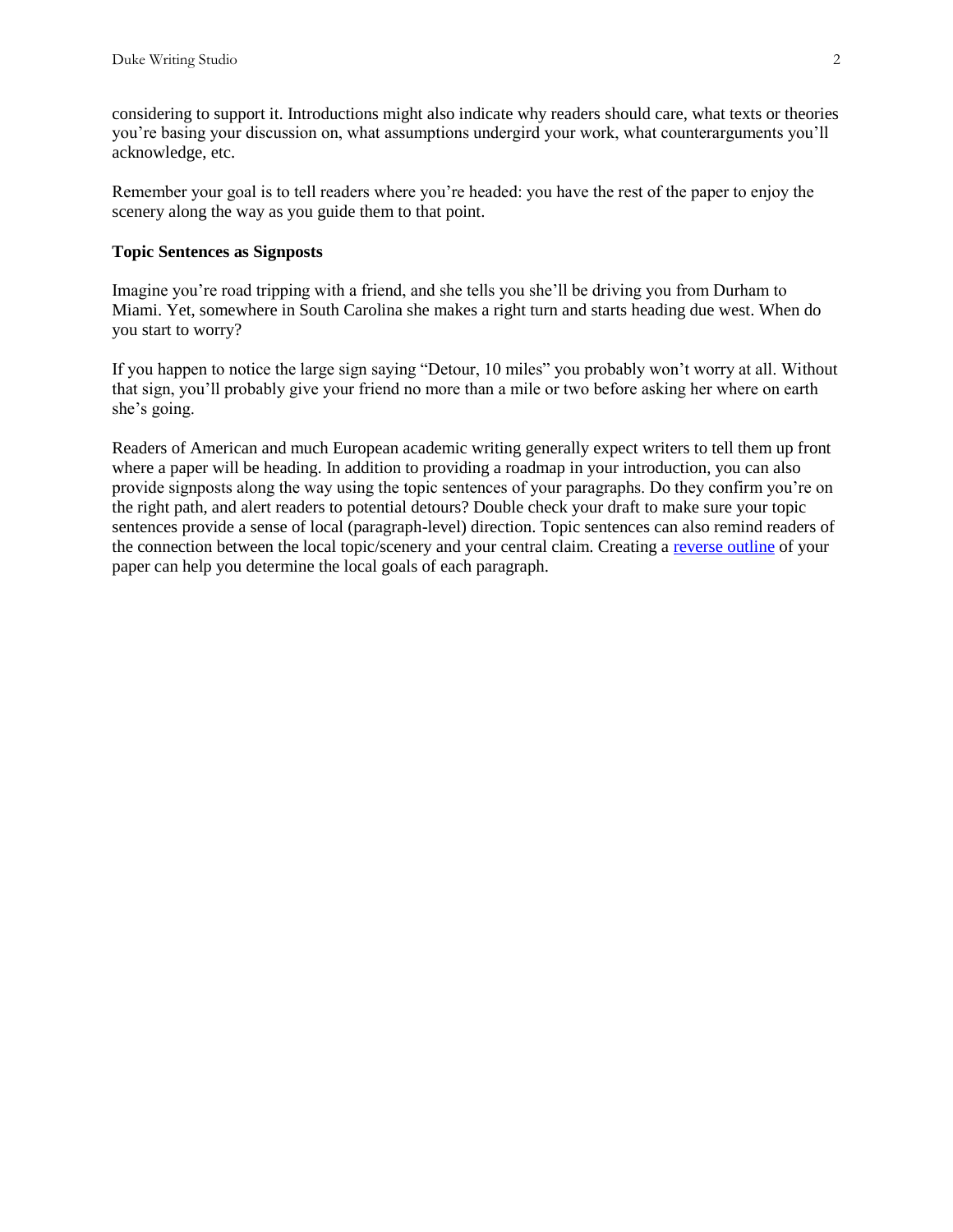considering to support it. Introductions might also indicate why readers should care, what texts or theories you're basing your discussion on, what assumptions undergird your work, what counterarguments you'll acknowledge, etc.

Remember your goal is to tell readers where you're headed: you have the rest of the paper to enjoy the scenery along the way as you guide them to that point.

**Topic Sentences as Signposts**

Imagine you're road tripping with a friend, and she tells you she'll be driving you from Durham to Miami. Yet, somewhere in South Carolina she makes a right turn and starts heading due west. When do you start to worry?

If you happen to notice the large sign saying "Detour, 10 miles" you probably won't worry at all. Without that sign, you'll probably give your friend no more than a mile or two before asking her where on earth she's going.

Readers of American and much European academic writing generally expect writers to tell them up front where a paper will be heading. In addition to providing a roadmap in your introduction, you can also provide signposts along the way using the topic sentences of your paragraphs. Do they confirm you're on the right path, and alert readers to potential detours? Double check your draft to make sure your topic sentences provide a sense of local (paragraph-level) direction. Topic sentences can also remind readers of the connection between the local topic/scenery and your central claim. Creating a reverse outline of your paper can help you determine the local goals of each paragraph.